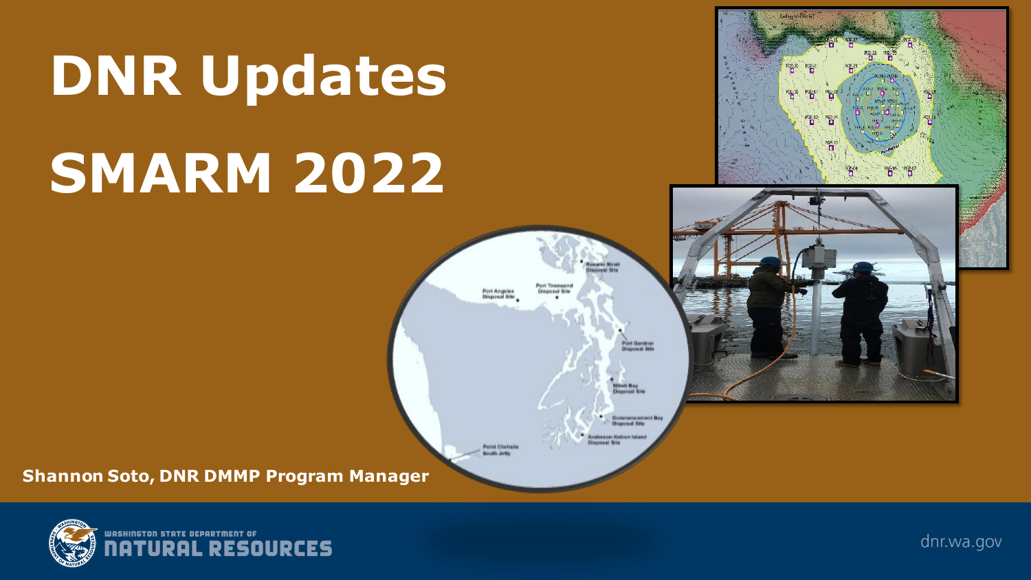# DNR Updates

# SMARM 2022

**Shannon Soto, DNR DMMP Program Manager**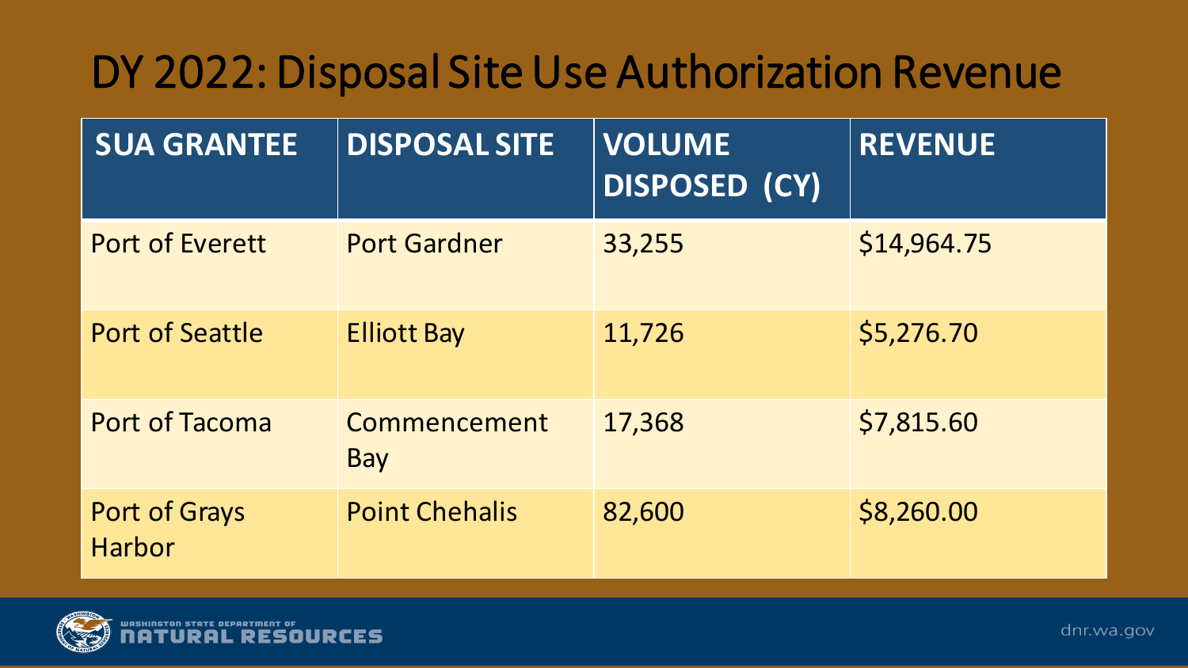# DY 2022: Disposal Site Use Authorization Revenue

| SUA GRANTEE | DISPOSAL SITE | VOLUME DISPOSED (CY) | REVENUE |
|---|---|---|---|
| Port of Everett | Port Gardner | 33,255 | $14,964.75 |
| Port of Seattle | Elliott Bay | 11,726 | $5,276.70 |
| Port of Tacoma | Commencement Bay | 17,368 | $7,815.60 |
| Port of Grays Harbor | Point Chehalis | 82,600 | $8,260.00 |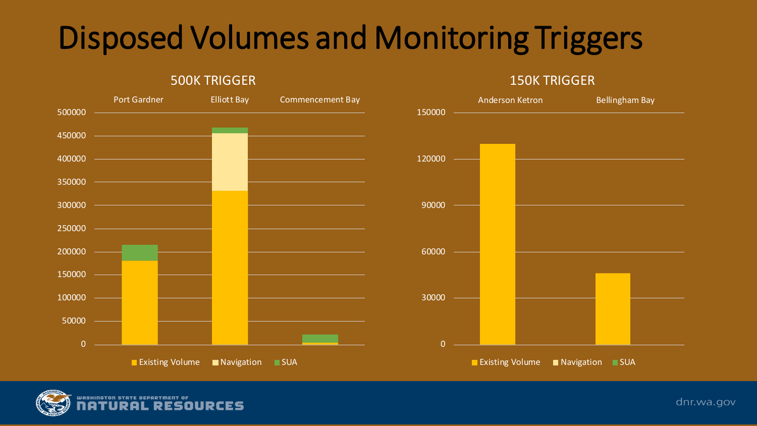# Disposed Volumes and Monitoring Triggers

## 500K TRIGGER

Port Gardner | Elliott Bay | Commencement Bay

Y-axis: 0, 50000, 100000, 150000, 200000, 250000, 300000, 350000, 400000, 450000, 500000

Legend: Existing Volume, Navigation, SUA

## 150K TRIGGER

Anderson Ketron | Bellingham Bay

Y-axis: 0, 30000, 60000, 90000, 120000, 150000

Legend: Existing Volume, Navigation, SUA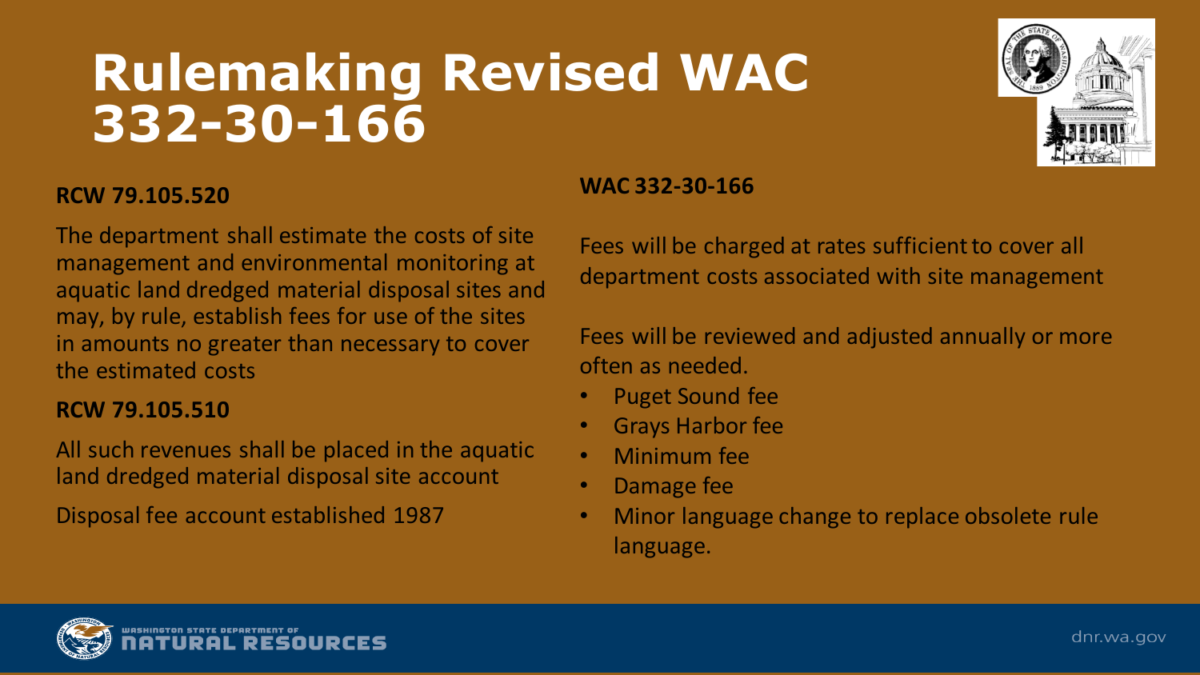# Rulemaking Revised WAC 332-30-166

**RCW 79.105.520**

The department shall estimate the costs of site management and environmental monitoring at aquatic land dredged material disposal sites and may, by rule, establish fees for use of the sites in amounts no greater than necessary to cover the estimated costs

**RCW 79.105.510**

All such revenues shall be placed in the aquatic land dredged material disposal site account

Disposal fee account established 1987

**WAC 332-30-166**

Fees will be charged at rates sufficient to cover all department costs associated with site management

Fees will be reviewed and adjusted annually or more often as needed.

- Puget Sound fee
- Grays Harbor fee
- Minimum fee
- Damage fee
- Minor language change to replace obsolete rule language.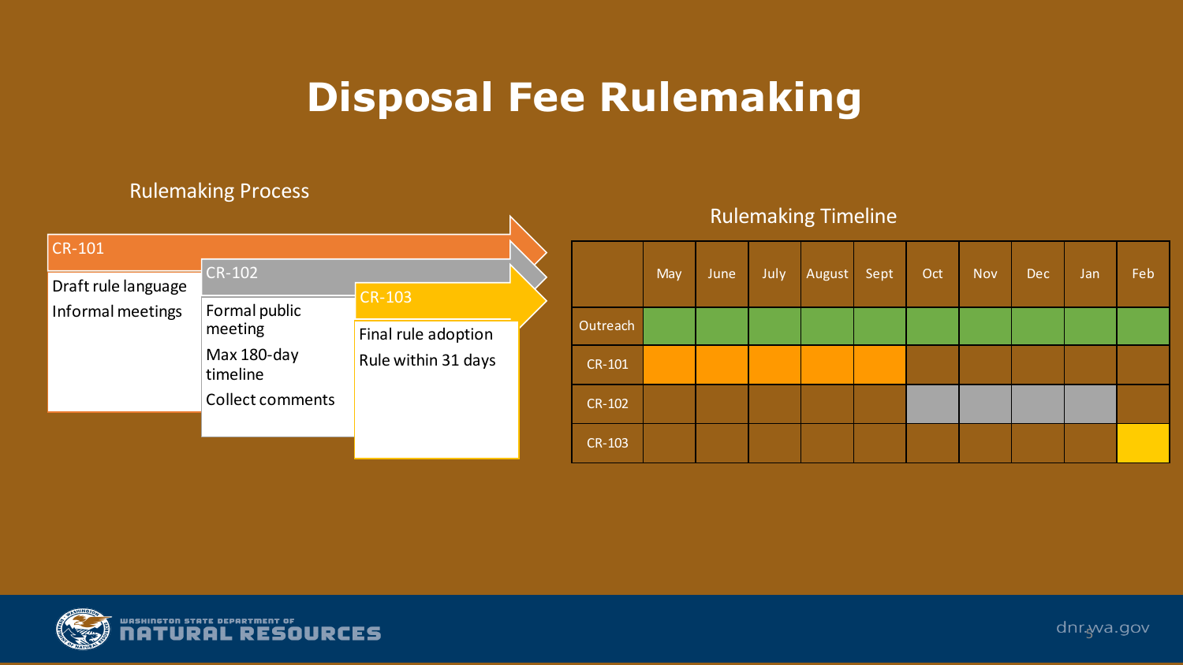# Disposal Fee Rulemaking

## Rulemaking Process

**CR-101**
- Draft rule language
- Informal meetings

**CR-102**
- Formal public meeting
- Max 180-day timeline
- Collect comments

**CR-103**
- Final rule adoption
- Rule within 31 days

## Rulemaking Timeline

| | May | June | July | August | Sept | Oct | Nov | Dec | Jan | Feb |
|---|---|---|---|---|---|---|---|---|---|---|
| Outreach | ■ | ■ | ■ | ■ | ■ | ■ | ■ | ■ | ■ | ■ |
| CR-101 | ■ | ■ | ■ | ■ | ■ | | | | | |
| CR-102 | | | | | | ■ | ■ | ■ | ■ | |
| CR-103 | | | | | | | | | | ■ |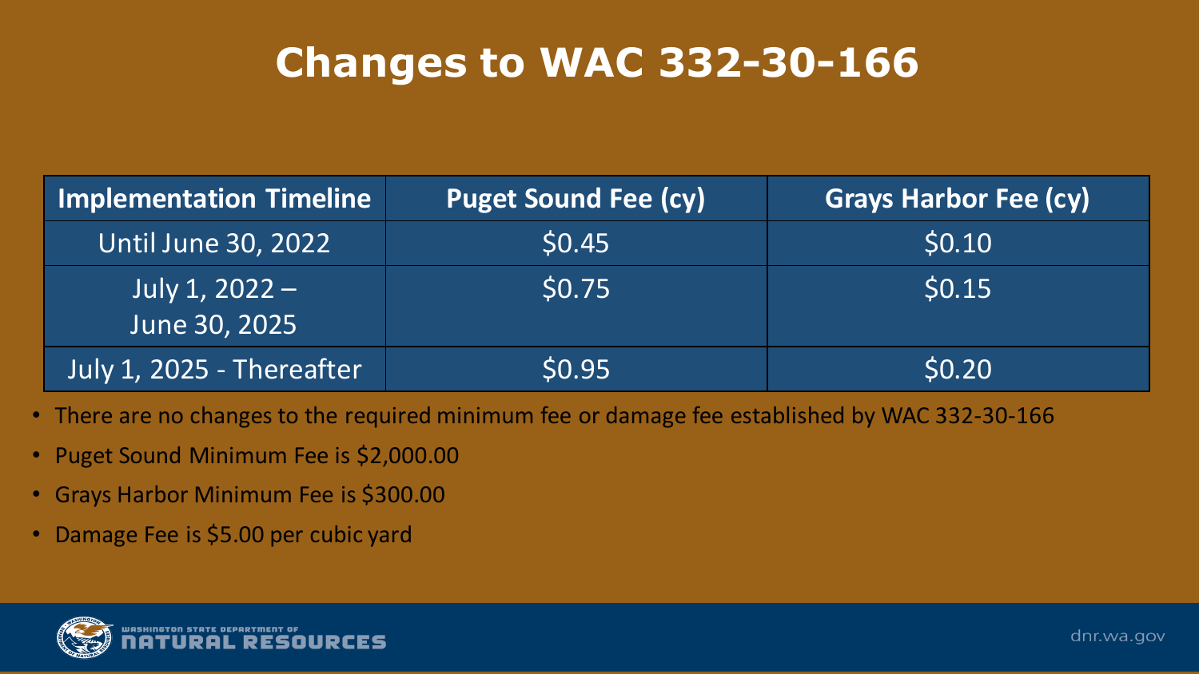# Changes to WAC 332-30-166

| Implementation Timeline | Puget Sound Fee (cy) | Grays Harbor Fee (cy) |
| --- | --- | --- |
| Until June 30, 2022 | $0.45 | $0.10 |
| July 1, 2022 – June 30, 2025 | $0.75 | $0.15 |
| July 1, 2025 - Thereafter | $0.95 | $0.20 |

- There are no changes to the required minimum fee or damage fee established by WAC 332-30-166
- Puget Sound Minimum Fee is $2,000.00
- Grays Harbor Minimum Fee is $300.00
- Damage Fee is $5.00 per cubic yard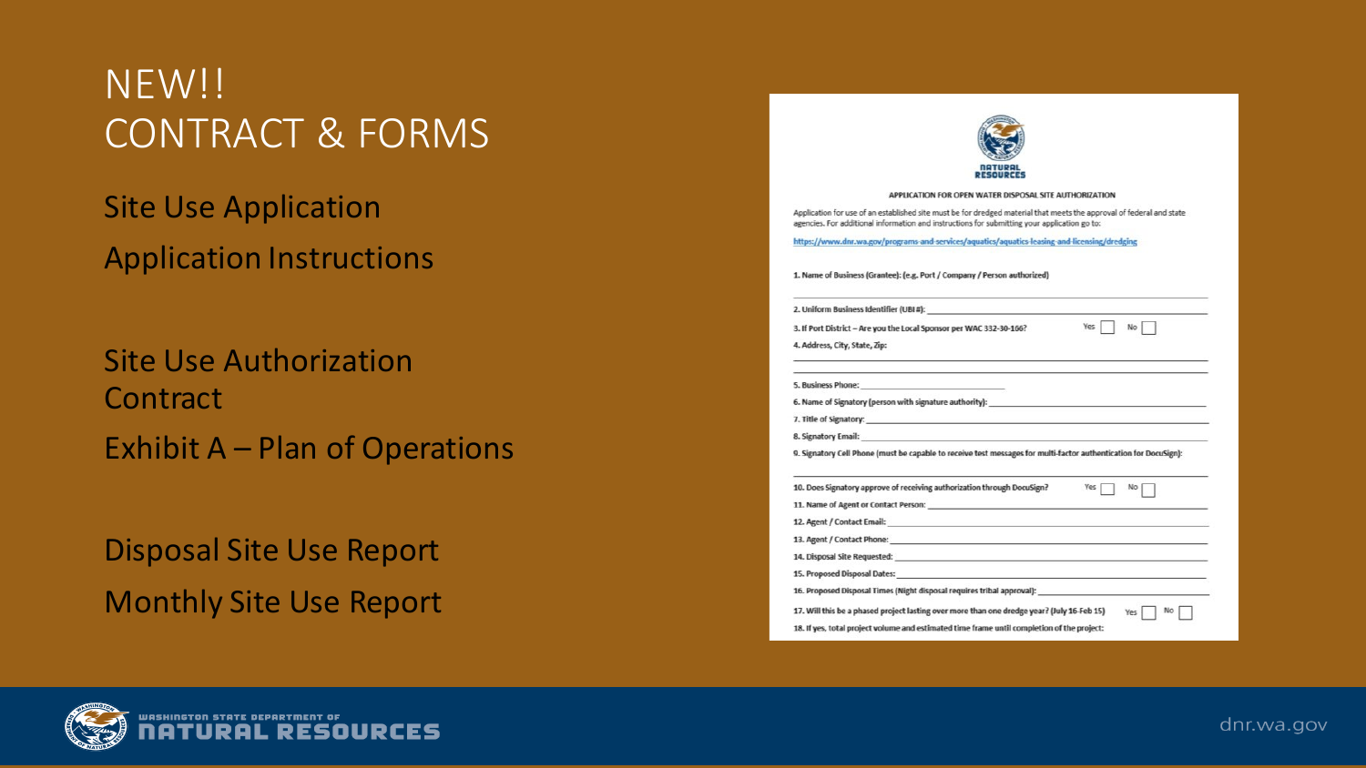# NEW!! CONTRACT & FORMS

Site Use Application

Application Instructions

Site Use Authorization Contract

Exhibit A – Plan of Operations

Disposal Site Use Report

Monthly Site Use Report

NATURAL RESOURCES

APPLICATION FOR OPEN WATER DISPOSAL SITE AUTHORIZATION

Application for use of an established site must be for dredged material that meets the approval of federal and state agencies. For additional information and instructions for submitting your application go to:

https://www.dnr.wa.gov/programs-and-services/aquatics/aquatics-leasing-and-licensing/dredging

1. Name of Business (Grantee): (e.g. Port / Company / Person authorized)

2. Uniform Business Identifier (UBI #): ______

3. If Port District – Are you the Local Sponsor per WAC 332-30-166? Yes ☐ No ☐

4. Address, City, State, Zip:

5. Business Phone: ______

6. Name of Signatory (person with signature authority): ______

7. Title of Signatory: ______

8. Signatory Email: ______

9. Signatory Cell Phone (must be capable to receive text messages for multi-factor authentication for DocuSign):

10. Does Signatory approve of receiving authorization through DocuSign? Yes ☐ No ☐

11. Name of Agent or Contact Person: ______

12. Agent / Contact Email: ______

13. Agent / Contact Phone: ______

14. Disposal Site Requested: ______

15. Proposed Disposal Dates: ______

16. Proposed Disposal Times (Night disposal requires tribal approval): ______

17. Will this be a phased project lasting over more than one dredge year? (July 16-Feb 15) Yes ☐ No ☐

18. If yes, total project volume and estimated time frame until completion of the project:

WASHINGTON STATE DEPARTMENT OF NATURAL RESOURCES

dnr.wa.gov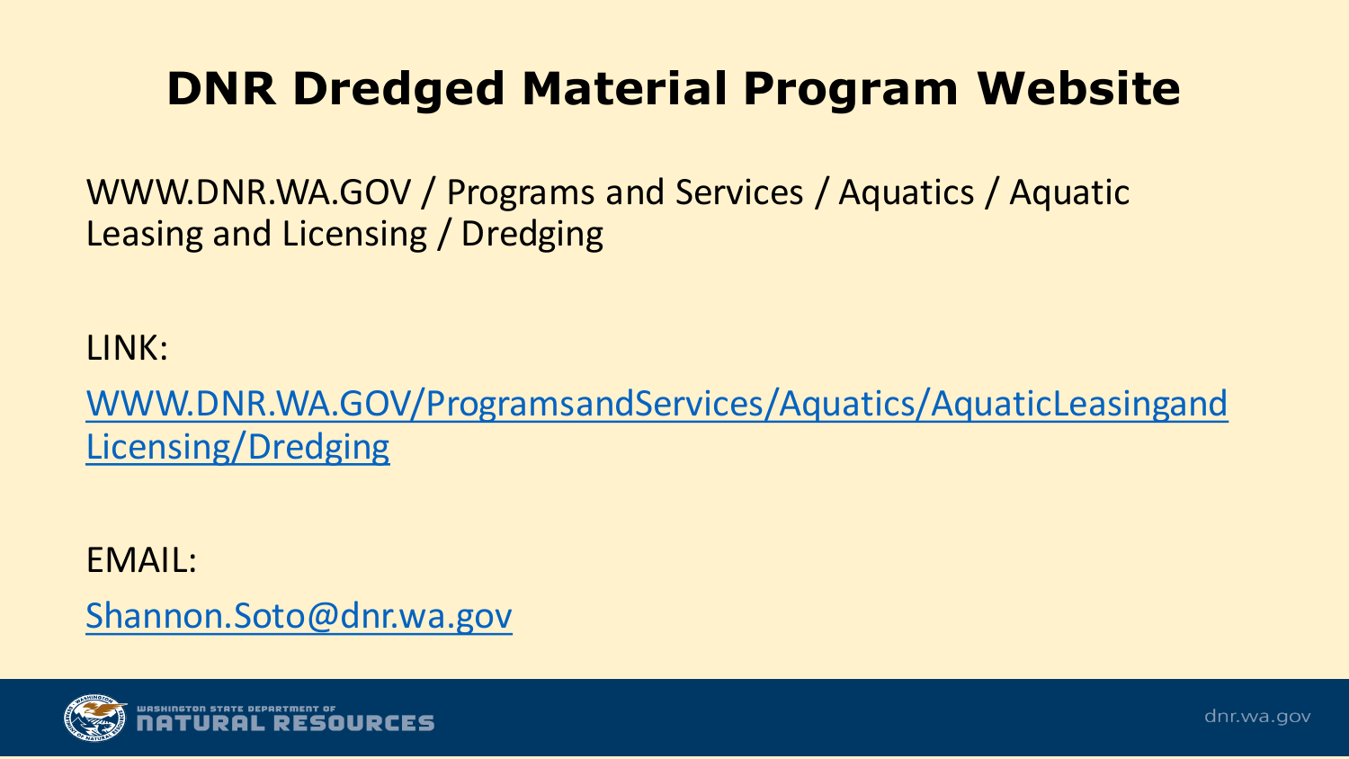# DNR Dredged Material Program Website

WWW.DNR.WA.GOV / Programs and Services / Aquatics / Aquatic Leasing and Licensing / Dredging

LINK:

WWW.DNR.WA.GOV/ProgramsandServices/Aquatics/AquaticLeasingandLicensing/Dredging

EMAIL:

Shannon.Soto@dnr.wa.gov